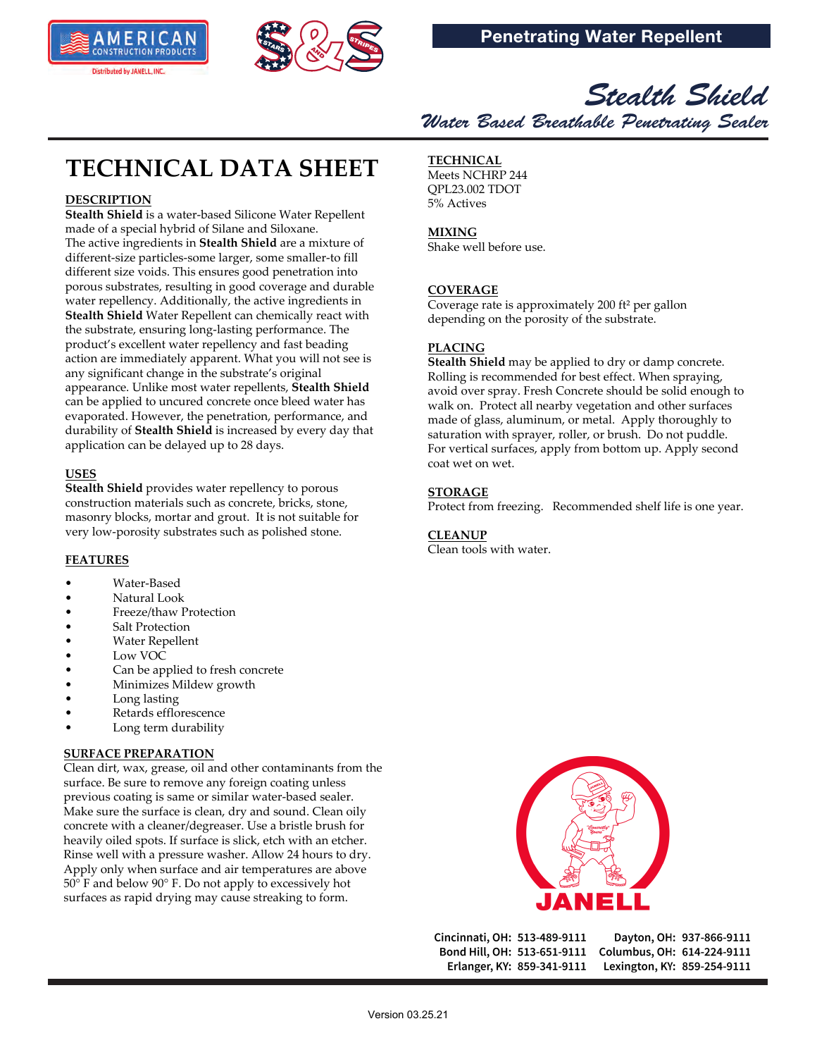AMERICAN CONSTRUCTION PRODUCTS

Distributed by JANELL, INC.

## Penetrating Water Repellent

# Stealth Shield

*Water Based Breathable Penetrating Sealer*

# TECHNICAL DATA SHEET

## DESCRIPTION

**Stealth Shield** is a water-based Silicone Water Repellent made of a special hybrid of Silane and Siloxane. The active ingredients in **Stealth Shield** are a mixture of different-size particles-some larger, some smaller-to fill different size voids. This ensures good penetration into porous substrates, resulting in good coverage and durable water repellency. Additionally, the active ingredients in **Stealth Shield** Water Repellent can chemically react with the substrate, ensuring long-lasting performance. The product's excellent water repellency and fast beading action are immediately apparent. What you will not see is any significant change in the substrate's original appearance. Unlike most water repellents, **Stealth Shield** can be applied to uncured concrete once bleed water has evaporated. However, the penetration, performance, and durability of **Stealth Shield** is increased by every day that application can be delayed up to 28 days.

## USES

**Stealth Shield** provides water repellency to porous construction materials such as concrete, bricks, stone, masonry blocks, mortar and grout. It is not suitable for very low-porosity substrates such as polished stone.

## FEATURES

- Water-Based
- Natural Look
- Freeze/thaw Protection
- Salt Protection
- Water Repellent
- Low VOC
- Can be applied to fresh concrete
- Minimizes Mildew growth
- Long lasting
- Retards efflorescence
- Long term durability

## SURFACE PREPARATION

Clean dirt, wax, grease, oil and other contaminants from the surface. Be sure to remove any foreign coating unless previous coating is same or similar water-based sealer. Make sure the surface is clean, dry and sound. Clean oily concrete with a cleaner/degreaser. Use a bristle brush for heavily oiled spots. If surface is slick, etch with an etcher. Rinse well with a pressure washer. Allow 24 hours to dry. Apply only when surface and air temperatures are above 50° F and below 90° F. Do not apply to excessively hot surfaces as rapid drying may cause streaking to form.

## TECHNICAL

Meets NCHRP 244
QPL23.002 TDOT
5% Actives

## MIXING

Shake well before use.

## COVERAGE

Coverage rate is approximately 200 ft² per gallon depending on the porosity of the substrate.

## PLACING

**Stealth Shield** may be applied to dry or damp concrete. Rolling is recommended for best effect. When spraying, avoid over spray. Fresh Concrete should be solid enough to walk on. Protect all nearby vegetation and other surfaces made of glass, aluminum, or metal. Apply thoroughly to saturation with sprayer, roller, or brush. Do not puddle. For vertical surfaces, apply from bottom up. Apply second coat wet on wet.

## STORAGE

Protect from freezing. Recommended shelf life is one year.

## CLEANUP

Clean tools with water.

JANELL

Cincinnati, OH: 513-489-9111
Bond Hill, OH: 513-651-9111
Erlanger, KY: 859-341-9111
Dayton, OH: 937-866-9111
Columbus, OH: 614-224-9111
Lexington, KY: 859-254-9111

Version 03.25.21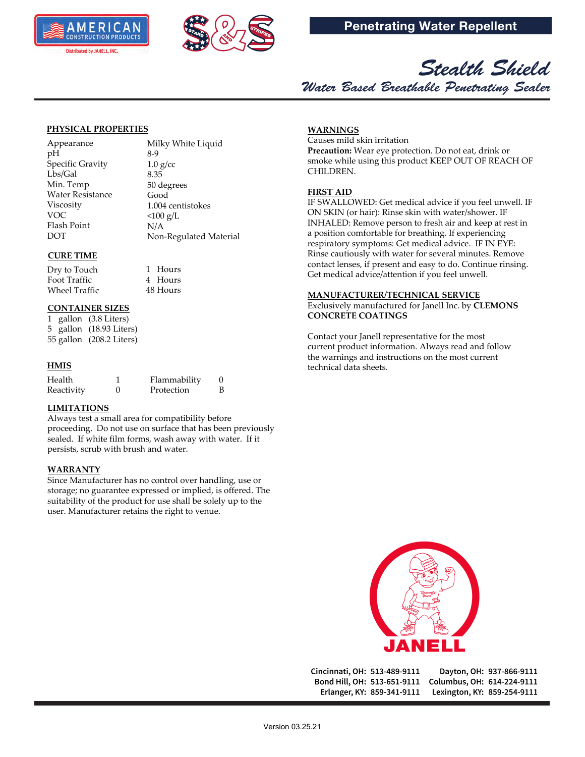# Penetrating Water Repellent

## Stealth Shield

### Water Based Breathable Penetrating Sealer

**PHYSICAL PROPERTIES**

| | |
|---|---|
| Appearance | Milky White Liquid |
| pH | 8-9 |
| Specific Gravity | 1.0 g/cc |
| Lbs/Gal | 8.35 |
| Min. Temp | 50 degrees |
| Water Resistance | Good |
| Viscosity | 1.004 centistokes |
| VOC | <100 g/L |
| Flash Point | N/A |
| DOT | Non-Regulated Material |

**CURE TIME**

| | |
|---|---|
| Dry to Touch | 1 Hours |
| Foot Traffic | 4 Hours |
| Wheel Traffic | 48 Hours |

**CONTAINER SIZES**

1 gallon (3.8 Liters)
5 gallon (18.93 Liters)
55 gallon (208.2 Liters)

**HMIS**

| | | | |
|---|---|---|---|
| Health | 1 | Flammability | 0 |
| Reactivity | 0 | Protection | B |

**LIMITATIONS**

Always test a small area for compatibility before proceeding. Do not use on surface that has been previously sealed. If white film forms, wash away with water. If it persists, scrub with brush and water.

**WARRANTY**

Since Manufacturer has no control over handling, use or storage; no guarantee expressed or implied, is offered. The suitability of the product for use shall be solely up to the user. Manufacturer retains the right to venue.

**WARNINGS**

Causes mild skin irritation

**Precaution:** Wear eye protection. Do not eat, drink or smoke while using this product KEEP OUT OF REACH OF CHILDREN.

**FIRST AID**

IF SWALLOWED: Get medical advice if you feel unwell. IF ON SKIN (or hair): Rinse skin with water/shower. IF INHALED: Remove person to fresh air and keep at rest in a position comfortable for breathing. If experiencing respiratory symptoms: Get medical advice. IF IN EYE: Rinse cautiously with water for several minutes. Remove contact lenses, if present and easy to do. Continue rinsing. Get medical advice/attention if you feel unwell.

**MANUFACTURER/TECHNICAL SERVICE**

Exclusively manufactured for Janell Inc. by **CLEMONS CONCRETE COATINGS**

Contact your Janell representative for the most current product information. Always read and follow the warnings and instructions on the most current technical data sheets.

**JANELL**

Cincinnati, OH: 513-489-9111
Dayton, OH: 937-866-9111
Bond Hill, OH: 513-651-9111
Columbus, OH: 614-224-9111
Erlanger, KY: 859-341-9111
Lexington, KY: 859-254-9111

Version 03.25.21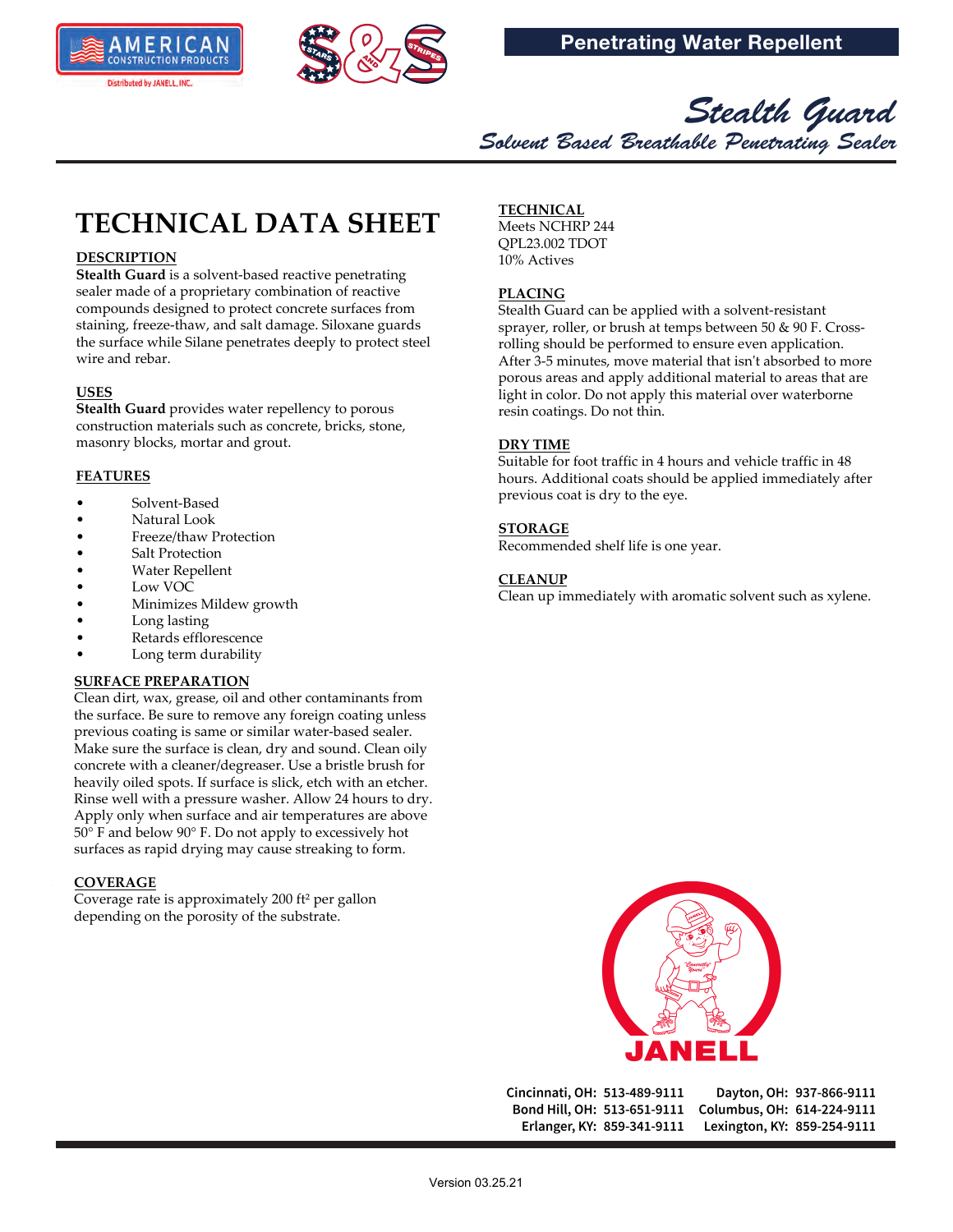# Penetrating Water Repellent

## Stealth Guard

### Solvent Based Breathable Penetrating Sealer

# TECHNICAL DATA SHEET

**DESCRIPTION**

**Stealth Guard** is a solvent-based reactive penetrating sealer made of a proprietary combination of reactive compounds designed to protect concrete surfaces from staining, freeze-thaw, and salt damage. Siloxane guards the surface while Silane penetrates deeply to protect steel wire and rebar.

**USES**

**Stealth Guard** provides water repellency to porous construction materials such as concrete, bricks, stone, masonry blocks, mortar and grout.

**FEATURES**

- Solvent-Based
- Natural Look
- Freeze/thaw Protection
- Salt Protection
- Water Repellent
- Low VOC
- Minimizes Mildew growth
- Long lasting
- Retards efflorescence
- Long term durability

**SURFACE PREPARATION**

Clean dirt, wax, grease, oil and other contaminants from the surface. Be sure to remove any foreign coating unless previous coating is same or similar water-based sealer. Make sure the surface is clean, dry and sound. Clean oily concrete with a cleaner/degreaser. Use a bristle brush for heavily oiled spots. If surface is slick, etch with an etcher. Rinse well with a pressure washer. Allow 24 hours to dry. Apply only when surface and air temperatures are above 50° F and below 90° F. Do not apply to excessively hot surfaces as rapid drying may cause streaking to form.

**COVERAGE**

Coverage rate is approximately 200 ft² per gallon depending on the porosity of the substrate.

**TECHNICAL**

Meets NCHRP 244
QPL23.002 TDOT
10% Actives

**PLACING**

Stealth Guard can be applied with a solvent-resistant sprayer, roller, or brush at temps between 50 & 90 F. Cross-rolling should be performed to ensure even application. After 3-5 minutes, move material that isn't absorbed to more porous areas and apply additional material to areas that are light in color. Do not apply this material over waterborne resin coatings. Do not thin.

**DRY TIME**

Suitable for foot traffic in 4 hours and vehicle traffic in 48 hours. Additional coats should be applied immediately after previous coat is dry to the eye.

**STORAGE**

Recommended shelf life is one year.

**CLEANUP**

Clean up immediately with aromatic solvent such as xylene.

JANELL

Cincinnati, OH: 513-489-9111 | Dayton, OH: 937-866-9111
Bond Hill, OH: 513-651-9111 | Columbus, OH: 614-224-9111
Erlanger, KY: 859-341-9111 | Lexington, KY: 859-254-9111

Version 03.25.21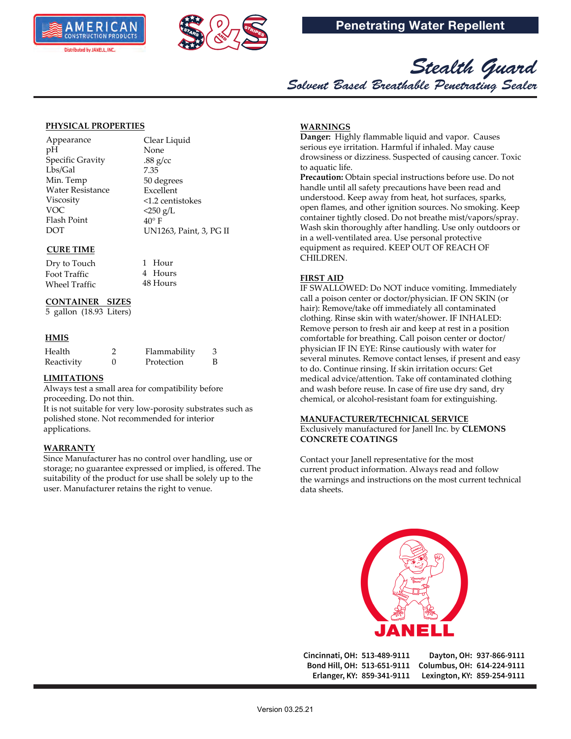AMERICAN CONSTRUCTION PRODUCTS

Distributed by JANELL, INC.

# Penetrating Water Repellent

## Stealth Guard

### Solvent Based Breathable Penetrating Sealer

### PHYSICAL PROPERTIES

| | |
|---|---|
| Appearance | Clear Liquid |
| pH | None |
| Specific Gravity | .88 g/cc |
| Lbs/Gal | 7.35 |
| Min. Temp | 50 degrees |
| Water Resistance | Excellent |
| Viscosity | <1.2 centistokes |
| VOC | <250 g/L |
| Flash Point | 40° F |
| DOT | UN1263, Paint, 3, PG II |

### CURE TIME

| | |
|---|---|
| Dry to Touch | 1 Hour |
| Foot Traffic | 4 Hours |
| Wheel Traffic | 48 Hours |

### CONTAINER SIZES

5 gallon (18.93 Liters)

### HMIS

| | | | |
|---|---|---|---|
| Health | 2 | Flammability | 3 |
| Reactivity | 0 | Protection | B |

### LIMITATIONS

Always test a small area for compatibility before proceeding. Do not thin.
It is not suitable for very low-porosity substrates such as polished stone. Not recommended for interior applications.

### WARRANTY

Since Manufacturer has no control over handling, use or storage; no guarantee expressed or implied, is offered. The suitability of the product for use shall be solely up to the user. Manufacturer retains the right to venue.

### WARNINGS

**Danger:** Highly flammable liquid and vapor. Causes serious eye irritation. Harmful if inhaled. May cause drowsiness or dizziness. Suspected of causing cancer. Toxic to aquatic life.

**Precaution:** Obtain special instructions before use. Do not handle until all safety precautions have been read and understood. Keep away from heat, hot surfaces, sparks, open flames, and other ignition sources. No smoking. Keep container tightly closed. Do not breathe mist/vapors/spray. Wash skin thoroughly after handling. Use only outdoors or in a well-ventilated area. Use personal protective equipment as required. KEEP OUT OF REACH OF CHILDREN.

### FIRST AID

IF SWALLOWED: Do NOT induce vomiting. Immediately call a poison center or doctor/physician. IF ON SKIN (or hair): Remove/take off immediately all contaminated clothing. Rinse skin with water/shower. IF INHALED: Remove person to fresh air and keep at rest in a position comfortable for breathing. Call poison center or doctor/physician IF IN EYE: Rinse cautiously with water for several minutes. Remove contact lenses, if present and easy to do. Continue rinsing. If skin irritation occurs: Get medical advice/attention. Take off contaminated clothing and wash before reuse. In case of fire use dry sand, dry chemical, or alcohol-resistant foam for extinguishing.

### MANUFACTURER/TECHNICAL SERVICE

Exclusively manufactured for Janell Inc. by **CLEMONS CONCRETE COATINGS**

Contact your Janell representative for the most current product information. Always read and follow the warnings and instructions on the most current technical data sheets.

JANELL

| | |
|---|---|
| Cincinnati, OH: 513-489-9111 | Dayton, OH: 937-866-9111 |
| Bond Hill, OH: 513-651-9111 | Columbus, OH: 614-224-9111 |
| Erlanger, KY: 859-341-9111 | Lexington, KY: 859-254-9111 |

Version 03.25.21